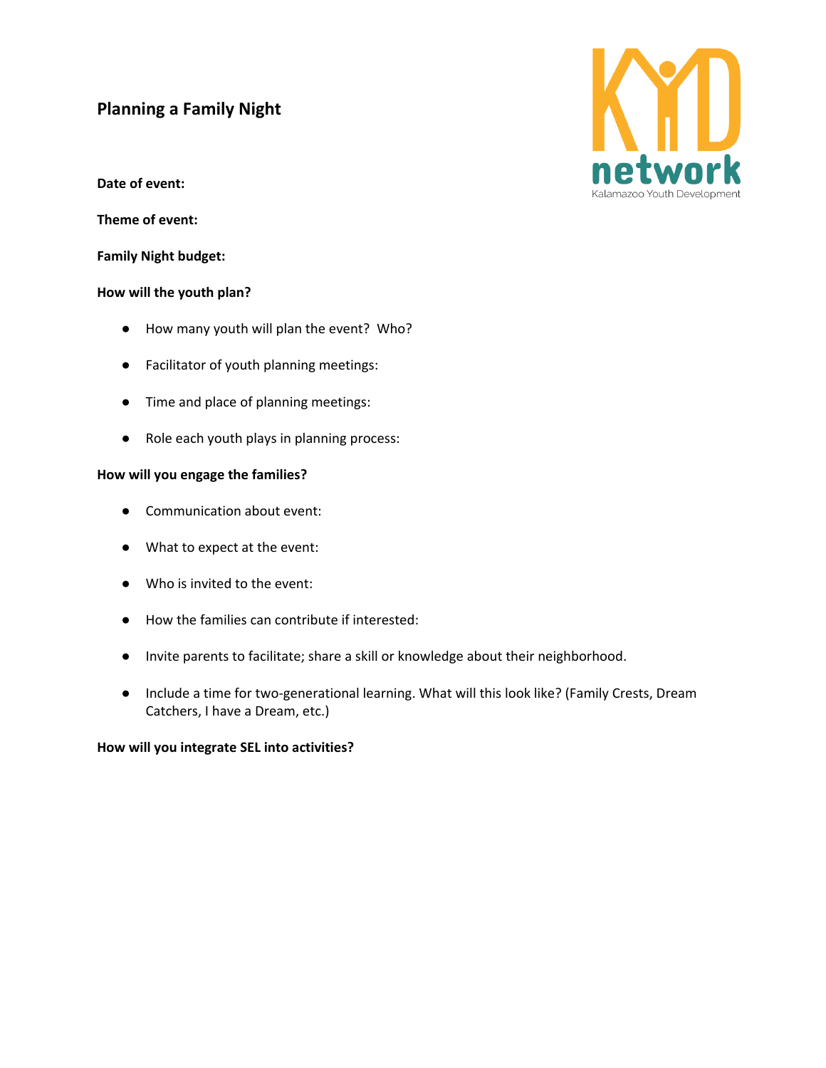## Planning a Family Night

**Date of event:**

**Theme of event:**

**Family Night budget:**

**How will the youth plan?**

- How many youth will plan the event? Who?
- Facilitator of youth planning meetings:
- Time and place of planning meetings:
- Role each youth plays in planning process:

**How will you engage the families?**

- Communication about event:
- What to expect at the event:
- Who is invited to the event:
- How the families can contribute if interested:
- Invite parents to facilitate; share a skill or knowledge about their neighborhood.
- Include a time for two-generational learning. What will this look like? (Family Crests, Dream Catchers, I have a Dream, etc.)

**How will you integrate SEL into activities?**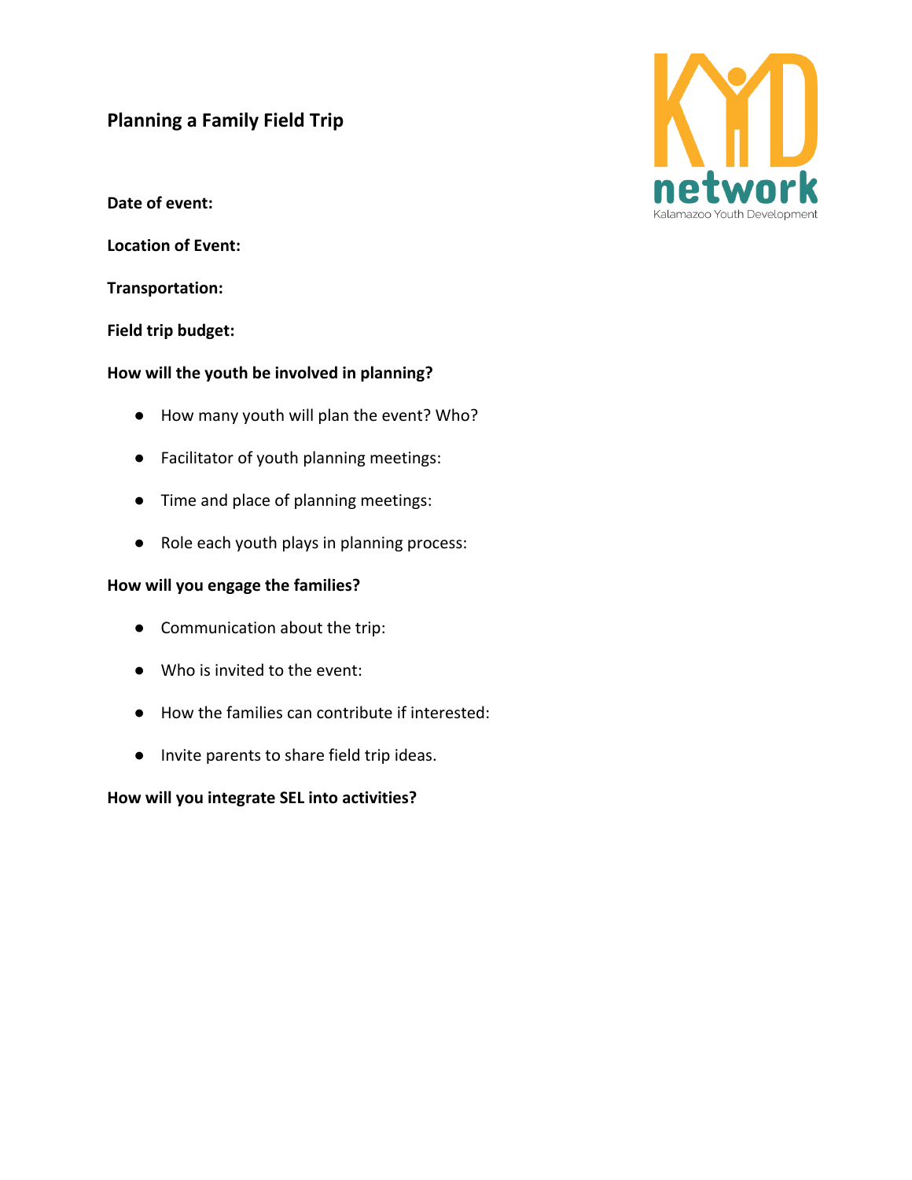## Planning a Family Field Trip

**Date of event:**

**Location of Event:**

**Transportation:**

**Field trip budget:**

**How will the youth be involved in planning?**

- How many youth will plan the event? Who?
- Facilitator of youth planning meetings:
- Time and place of planning meetings:
- Role each youth plays in planning process:

**How will you engage the families?**

- Communication about the trip:
- Who is invited to the event:
- How the families can contribute if interested:
- Invite parents to share field trip ideas.

**How will you integrate SEL into activities?**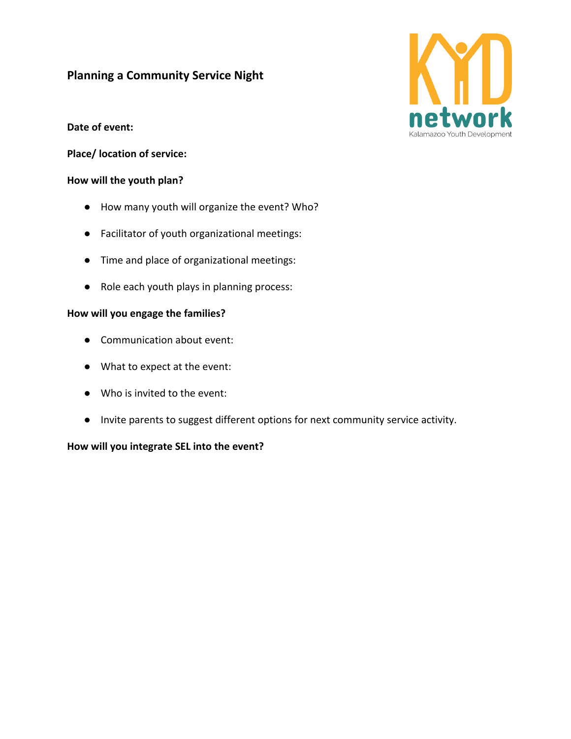## Planning a Community Service Night

**Date of event:**

**Place/ location of service:**

**How will the youth plan?**

- How many youth will organize the event? Who?
- Facilitator of youth organizational meetings:
- Time and place of organizational meetings:
- Role each youth plays in planning process:

**How will you engage the families?**

- Communication about event:
- What to expect at the event:
- Who is invited to the event:
- Invite parents to suggest different options for next community service activity.

**How will you integrate SEL into the event?**